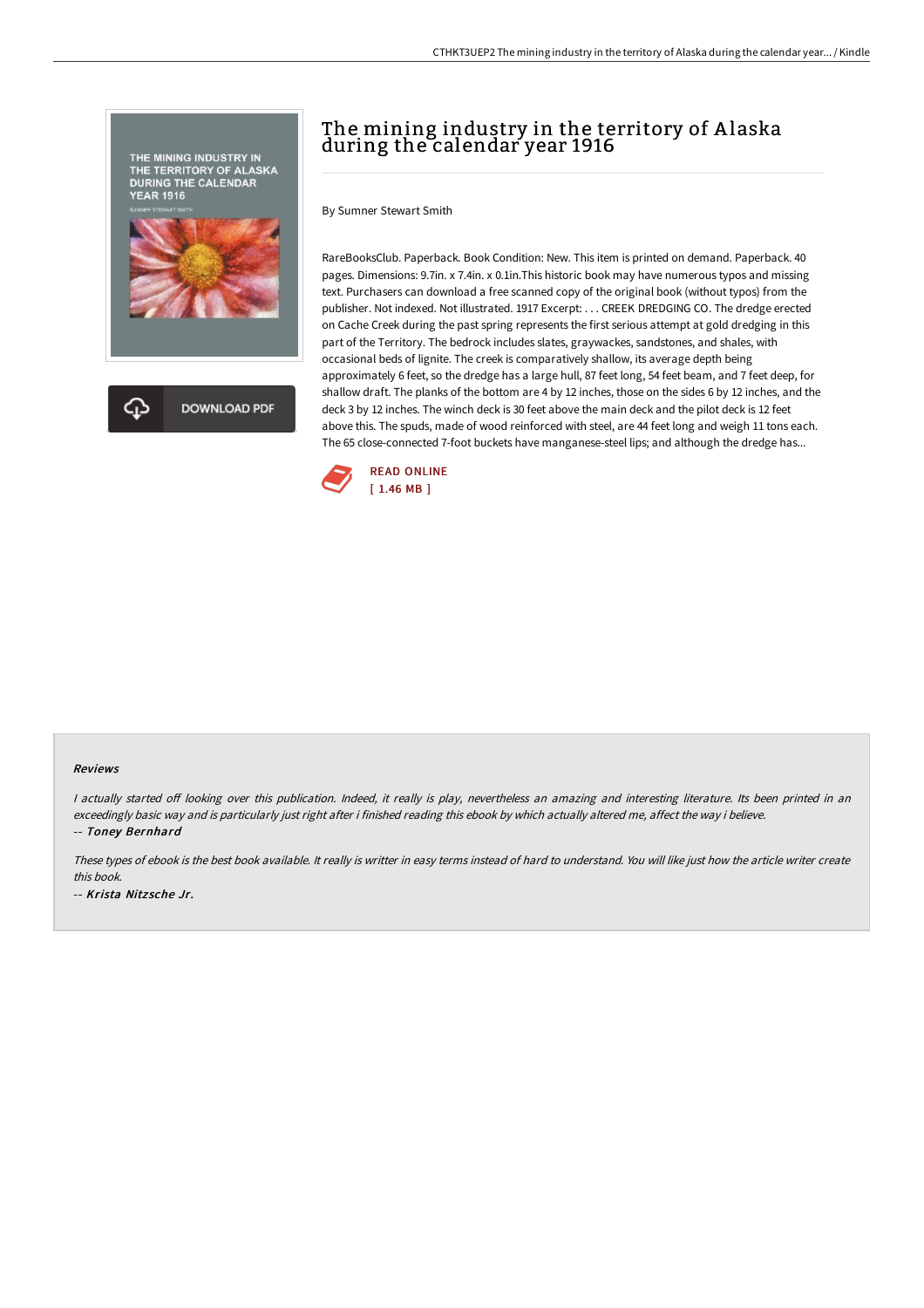# The mining industry in the territory of Alaska during the calendar year 1916

By Sumner Stewart Smith

RareBooksClub. Paperback. Book Condition: New. This item is printed on demand. Paperback. 40 pages. Dimensions: 9.7in. x 7.4in. x 0.1in.This historic book may have numerous typos and missing text. Purchasers can download a free scanned copy of the original book (without typos) from the publisher. Not indexed. Not illustrated. 1917 Excerpt: . . . CREEK DREDGING CO. The dredge erected on Cache Creek during the past spring represents the first serious attempt at gold dredging in this part of the Territory. The bedrock includes slates, graywackes, sandstones, and shales, with occasional beds of lignite. The creek is comparatively shallow, its average depth being approximately 6 feet, so the dredge has a large hull, 87 feet long, 54 feet beam, and 7 feet deep, for shallow draft. The planks of the bottom are 4 by 12 inches, those on the sides 6 by 12 inches, and the deck 3 by 12 inches. The winch deck is 30 feet above the main deck and the pilot deck is 12 feet above this. The spuds, made of wood reinforced with steel, are 44 feet long and weigh 11 tons each. The 65 close-connected 7-foot buckets have manganese-steel lips; and although the dredge has...

READ ONLINE
[ 1.46 MB ]

DOWNLOAD PDF

#### Reviews

*I actually started off looking over this publication. Indeed, it really is play, nevertheless an amazing and interesting literature. Its been printed in an exceedingly basic way and is particularly just right after i finished reading this ebook by which actually altered me, affect the way i believe.*

-- ***Toney Bernhard***

*These types of ebook is the best book available. It really is writter in easy terms instead of hard to understand. You will like just how the article writer create this book.*

-- ***Krista Nitzsche Jr.***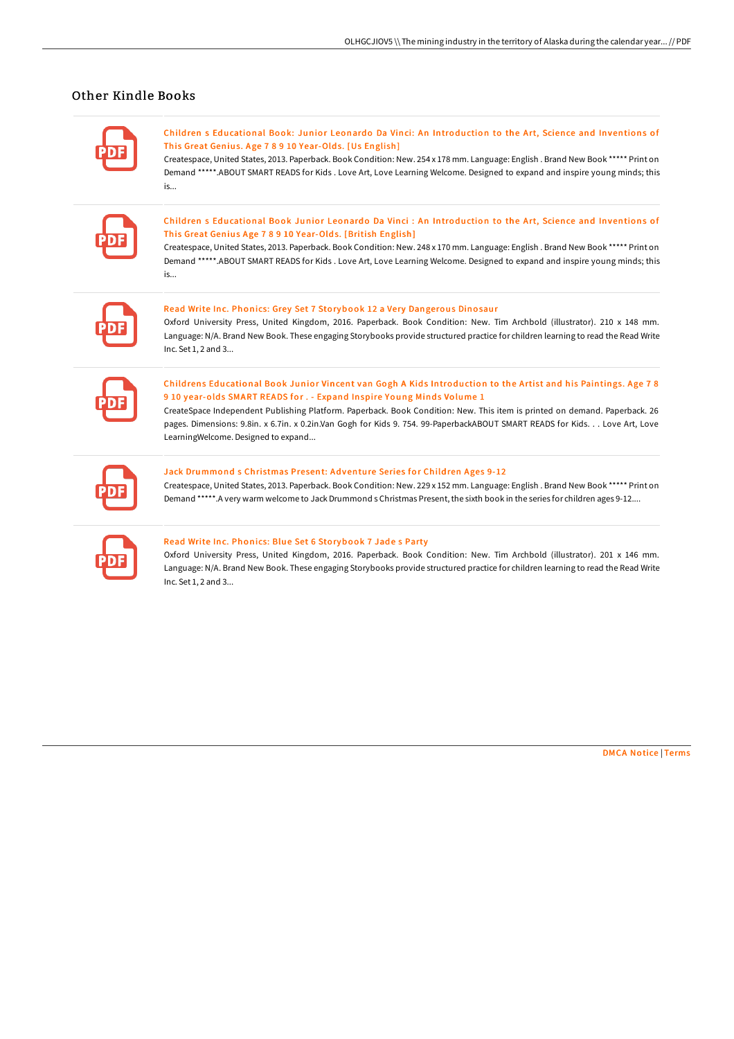## Other Kindle Books

**Children s Educational Book: Junior Leonardo Da Vinci: An Introduction to the Art, Science and Inventions of This Great Genius. Age 7 8 9 10 Year-Olds. [Us English]**

Createspace, United States, 2013. Paperback. Book Condition: New. 254 x 178 mm. Language: English . Brand New Book ***** Print on Demand *****.ABOUT SMART READS for Kids . Love Art, Love Learning Welcome. Designed to expand and inspire young minds; this is...

**Children s Educational Book Junior Leonardo Da Vinci : An Introduction to the Art, Science and Inventions of This Great Genius Age 7 8 9 10 Year-Olds. [British English]**

Createspace, United States, 2013. Paperback. Book Condition: New. 248 x 170 mm. Language: English . Brand New Book ***** Print on Demand *****.ABOUT SMART READS for Kids . Love Art, Love Learning Welcome. Designed to expand and inspire young minds; this is...

**Read Write Inc. Phonics: Grey Set 7 Storybook 12 a Very Dangerous Dinosaur**

Oxford University Press, United Kingdom, 2016. Paperback. Book Condition: New. Tim Archbold (illustrator). 210 x 148 mm. Language: N/A. Brand New Book. These engaging Storybooks provide structured practice for children learning to read the Read Write Inc. Set 1, 2 and 3...

**Childrens Educational Book Junior Vincent van Gogh A Kids Introduction to the Artist and his Paintings. Age 7 8 9 10 year-olds SMART READS for . - Expand Inspire Young Minds Volume 1**

CreateSpace Independent Publishing Platform. Paperback. Book Condition: New. This item is printed on demand. Paperback. 26 pages. Dimensions: 9.8in. x 6.7in. x 0.2in.Van Gogh for Kids 9. 754. 99-PaperbackABOUT SMART READS for Kids. . . Love Art, Love LearningWelcome. Designed to expand...

**Jack Drummond s Christmas Present: Adventure Series for Children Ages 9-12**

Createspace, United States, 2013. Paperback. Book Condition: New. 229 x 152 mm. Language: English . Brand New Book ***** Print on Demand *****.A very warm welcome to Jack Drummond s Christmas Present, the sixth book in the series for children ages 9-12....

**Read Write Inc. Phonics: Blue Set 6 Storybook 7 Jade s Party**

Oxford University Press, United Kingdom, 2016. Paperback. Book Condition: New. Tim Archbold (illustrator). 201 x 146 mm. Language: N/A. Brand New Book. These engaging Storybooks provide structured practice for children learning to read the Read Write Inc. Set 1, 2 and 3...

DMCA Notice | Terms